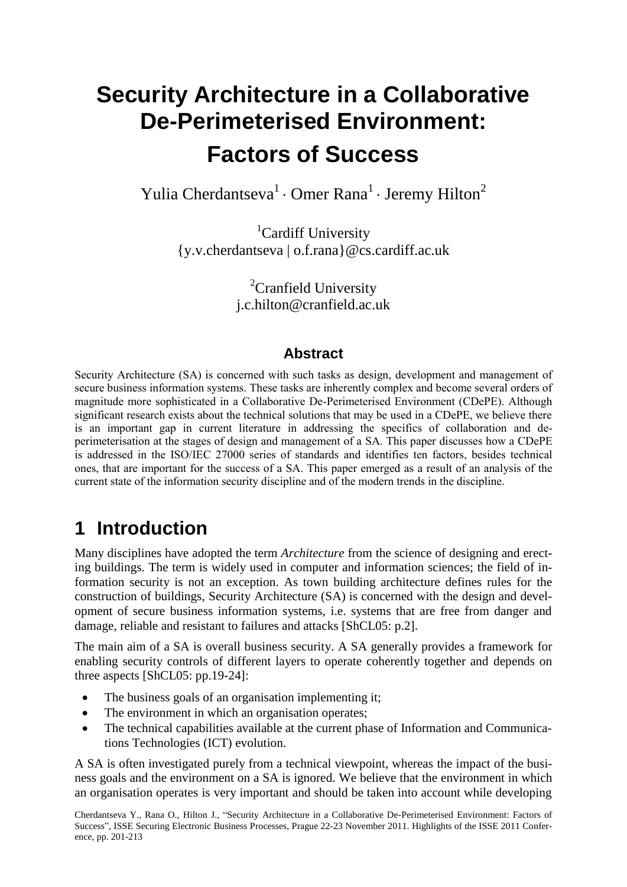# Security Architecture in a Collaborative De-Perimeterised Environment: Factors of Success

Yulia Cherdantseva[1] · Omer Rana[1] · Jeremy Hilton[2]

[1]Cardiff University
{y.v.cherdantseva | o.f.rana}@cs.cardiff.ac.uk

[2]Cranfield University
j.c.hilton@cranfield.ac.uk

### Abstract

Security Architecture (SA) is concerned with such tasks as design, development and management of secure business information systems. These tasks are inherently complex and become several orders of magnitude more sophisticated in a Collaborative De-Perimeterised Environment (CDePE). Although significant research exists about the technical solutions that may be used in a CDePE, we believe there is an important gap in current literature in addressing the specifics of collaboration and de-perimeterisation at the stages of design and management of a SA. This paper discusses how a CDePE is addressed in the ISO/IEC 27000 series of standards and identifies ten factors, besides technical ones, that are important for the success of a SA. This paper emerged as a result of an analysis of the current state of the information security discipline and of the modern trends in the discipline.

## 1 Introduction

Many disciplines have adopted the term *Architecture* from the science of designing and erecting buildings. The term is widely used in computer and information sciences; the field of information security is not an exception. As town building architecture defines rules for the construction of buildings, Security Architecture (SA) is concerned with the design and development of secure business information systems, i.e. systems that are free from danger and damage, reliable and resistant to failures and attacks [ShCL05: p.2].

The main aim of a SA is overall business security. A SA generally provides a framework for enabling security controls of different layers to operate coherently together and depends on three aspects [ShCL05: pp.19-24]:

- The business goals of an organisation implementing it;
- The environment in which an organisation operates;
- The technical capabilities available at the current phase of Information and Communications Technologies (ICT) evolution.

A SA is often investigated purely from a technical viewpoint, whereas the impact of the business goals and the environment on a SA is ignored. We believe that the environment in which an organisation operates is very important and should be taken into account while developing

Cherdantseva Y., Rana O., Hilton J., "Security Architecture in a Collaborative De-Perimeterised Environment: Factors of Success", ISSE Securing Electronic Business Processes, Prague 22-23 November 2011. Highlights of the ISSE 2011 Conference, pp. 201-213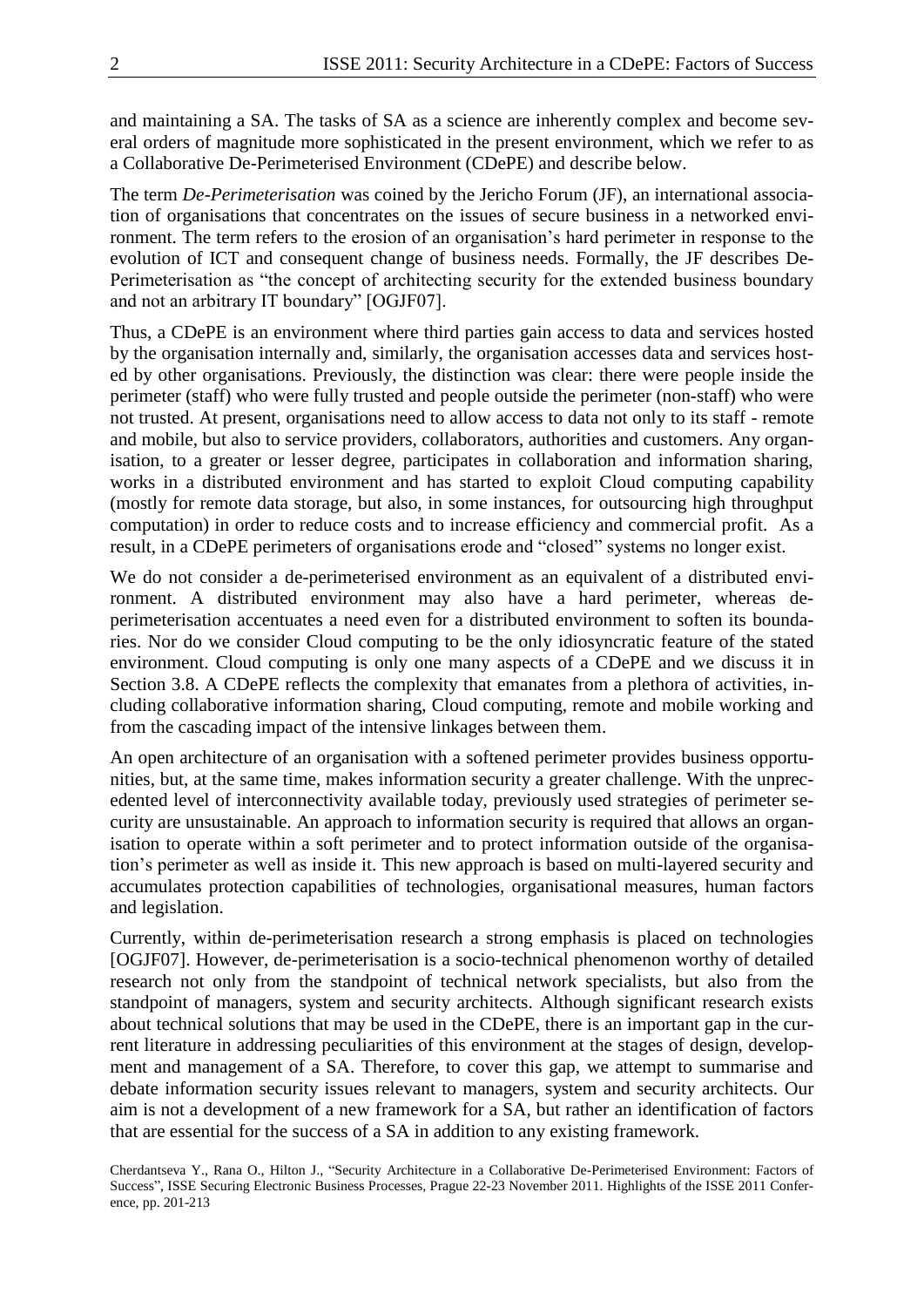and maintaining a SA. The tasks of SA as a science are inherently complex and become several orders of magnitude more sophisticated in the present environment, which we refer to as a Collaborative De-Perimeterised Environment (CDePE) and describe below.

The term *De-Perimeterisation* was coined by the Jericho Forum (JF), an international association of organisations that concentrates on the issues of secure business in a networked environment. The term refers to the erosion of an organisation's hard perimeter in response to the evolution of ICT and consequent change of business needs. Formally, the JF describes De-Perimeterisation as "the concept of architecting security for the extended business boundary and not an arbitrary IT boundary" [OGJF07].

Thus, a CDePE is an environment where third parties gain access to data and services hosted by the organisation internally and, similarly, the organisation accesses data and services hosted by other organisations. Previously, the distinction was clear: there were people inside the perimeter (staff) who were fully trusted and people outside the perimeter (non-staff) who were not trusted. At present, organisations need to allow access to data not only to its staff - remote and mobile, but also to service providers, collaborators, authorities and customers. Any organisation, to a greater or lesser degree, participates in collaboration and information sharing, works in a distributed environment and has started to exploit Cloud computing capability (mostly for remote data storage, but also, in some instances, for outsourcing high throughput computation) in order to reduce costs and to increase efficiency and commercial profit. As a result, in a CDePE perimeters of organisations erode and "closed" systems no longer exist.

We do not consider a de-perimeterised environment as an equivalent of a distributed environment. A distributed environment may also have a hard perimeter, whereas de-perimeterisation accentuates a need even for a distributed environment to soften its boundaries. Nor do we consider Cloud computing to be the only idiosyncratic feature of the stated environment. Cloud computing is only one many aspects of a CDePE and we discuss it in Section 3.8. A CDePE reflects the complexity that emanates from a plethora of activities, including collaborative information sharing, Cloud computing, remote and mobile working and from the cascading impact of the intensive linkages between them.

An open architecture of an organisation with a softened perimeter provides business opportunities, but, at the same time, makes information security a greater challenge. With the unprecedented level of interconnectivity available today, previously used strategies of perimeter security are unsustainable. An approach to information security is required that allows an organisation to operate within a soft perimeter and to protect information outside of the organisation's perimeter as well as inside it. This new approach is based on multi-layered security and accumulates protection capabilities of technologies, organisational measures, human factors and legislation.

Currently, within de-perimeterisation research a strong emphasis is placed on technologies [OGJF07]. However, de-perimeterisation is a socio-technical phenomenon worthy of detailed research not only from the standpoint of technical network specialists, but also from the standpoint of managers, system and security architects. Although significant research exists about technical solutions that may be used in the CDePE, there is an important gap in the current literature in addressing peculiarities of this environment at the stages of design, development and management of a SA. Therefore, to cover this gap, we attempt to summarise and debate information security issues relevant to managers, system and security architects. Our aim is not a development of a new framework for a SA, but rather an identification of factors that are essential for the success of a SA in addition to any existing framework.

Cherdantseva Y., Rana O., Hilton J., "Security Architecture in a Collaborative De-Perimeterised Environment: Factors of Success", ISSE Securing Electronic Business Processes, Prague 22-23 November 2011. Highlights of the ISSE 2011 Conference, pp. 201-213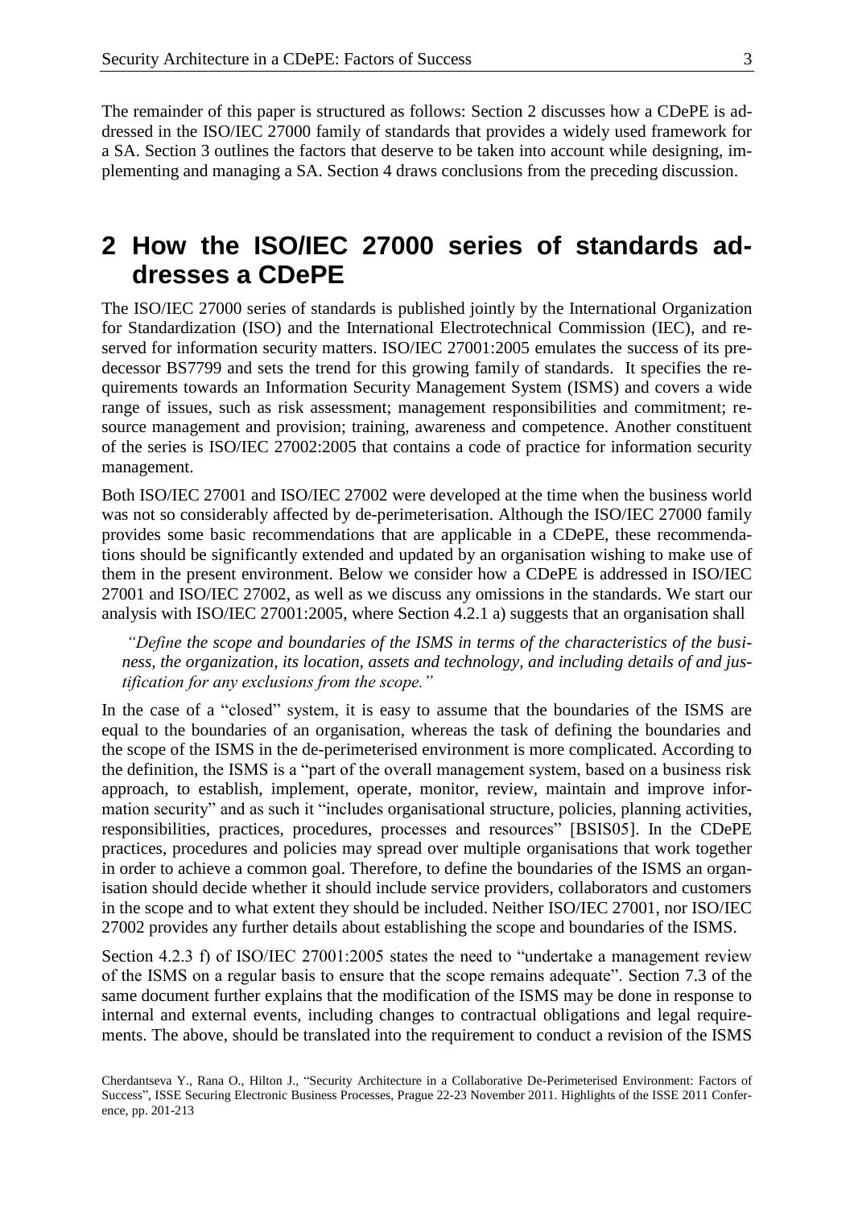The remainder of this paper is structured as follows: Section 2 discusses how a CDePE is addressed in the ISO/IEC 27000 family of standards that provides a widely used framework for a SA. Section 3 outlines the factors that deserve to be taken into account while designing, implementing and managing a SA. Section 4 draws conclusions from the preceding discussion.

## 2 How the ISO/IEC 27000 series of standards addresses a CDePE

The ISO/IEC 27000 series of standards is published jointly by the International Organization for Standardization (ISO) and the International Electrotechnical Commission (IEC), and reserved for information security matters. ISO/IEC 27001:2005 emulates the success of its predecessor BS7799 and sets the trend for this growing family of standards. It specifies the requirements towards an Information Security Management System (ISMS) and covers a wide range of issues, such as risk assessment; management responsibilities and commitment; resource management and provision; training, awareness and competence. Another constituent of the series is ISO/IEC 27002:2005 that contains a code of practice for information security management.

Both ISO/IEC 27001 and ISO/IEC 27002 were developed at the time when the business world was not so considerably affected by de-perimeterisation. Although the ISO/IEC 27000 family provides some basic recommendations that are applicable in a CDePE, these recommendations should be significantly extended and updated by an organisation wishing to make use of them in the present environment. Below we consider how a CDePE is addressed in ISO/IEC 27001 and ISO/IEC 27002, as well as we discuss any omissions in the standards. We start our analysis with ISO/IEC 27001:2005, where Section 4.2.1 a) suggests that an organisation shall

> *"Define the scope and boundaries of the ISMS in terms of the characteristics of the business, the organization, its location, assets and technology, and including details of and justification for any exclusions from the scope."*

In the case of a "closed" system, it is easy to assume that the boundaries of the ISMS are equal to the boundaries of an organisation, whereas the task of defining the boundaries and the scope of the ISMS in the de-perimeterised environment is more complicated. According to the definition, the ISMS is a "part of the overall management system, based on a business risk approach, to establish, implement, operate, monitor, review, maintain and improve information security" and as such it "includes organisational structure, policies, planning activities, responsibilities, practices, procedures, processes and resources" [BSIS05]. In the CDePE practices, procedures and policies may spread over multiple organisations that work together in order to achieve a common goal. Therefore, to define the boundaries of the ISMS an organisation should decide whether it should include service providers, collaborators and customers in the scope and to what extent they should be included. Neither ISO/IEC 27001, nor ISO/IEC 27002 provides any further details about establishing the scope and boundaries of the ISMS.

Section 4.2.3 f) of ISO/IEC 27001:2005 states the need to "undertake a management review of the ISMS on a regular basis to ensure that the scope remains adequate". Section 7.3 of the same document further explains that the modification of the ISMS may be done in response to internal and external events, including changes to contractual obligations and legal requirements. The above, should be translated into the requirement to conduct a revision of the ISMS

Cherdantseva Y., Rana O., Hilton J., "Security Architecture in a Collaborative De-Perimeterised Environment: Factors of Success", ISSE Securing Electronic Business Processes, Prague 22-23 November 2011. Highlights of the ISSE 2011 Conference, pp. 201-213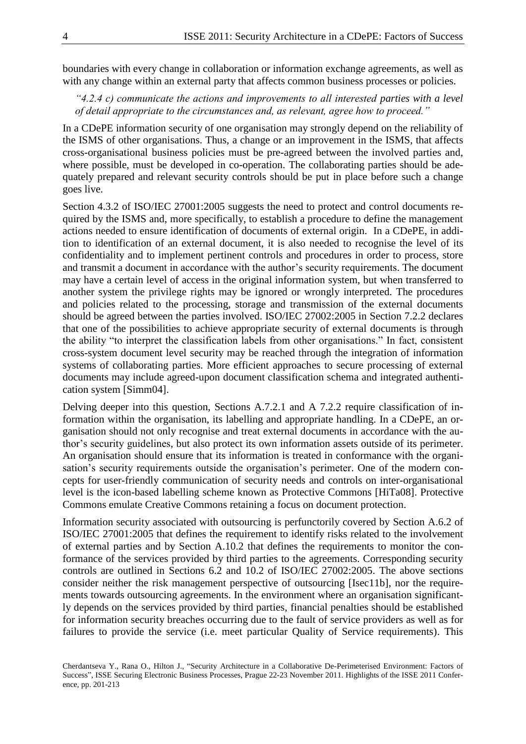boundaries with every change in collaboration or information exchange agreements, as well as with any change within an external party that affects common business processes or policies.

*"4.2.4 c) communicate the actions and improvements to all interested parties with a level of detail appropriate to the circumstances and, as relevant, agree how to proceed."*

In a CDePE information security of one organisation may strongly depend on the reliability of the ISMS of other organisations. Thus, a change or an improvement in the ISMS, that affects cross-organisational business policies must be pre-agreed between the involved parties and, where possible, must be developed in co-operation. The collaborating parties should be adequately prepared and relevant security controls should be put in place before such a change goes live.

Section 4.3.2 of ISO/IEC 27001:2005 suggests the need to protect and control documents required by the ISMS and, more specifically, to establish a procedure to define the management actions needed to ensure identification of documents of external origin. In a CDePE, in addition to identification of an external document, it is also needed to recognise the level of its confidentiality and to implement pertinent controls and procedures in order to process, store and transmit a document in accordance with the author's security requirements. The document may have a certain level of access in the original information system, but when transferred to another system the privilege rights may be ignored or wrongly interpreted. The procedures and policies related to the processing, storage and transmission of the external documents should be agreed between the parties involved. ISO/IEC 27002:2005 in Section 7.2.2 declares that one of the possibilities to achieve appropriate security of external documents is through the ability "to interpret the classification labels from other organisations." In fact, consistent cross-system document level security may be reached through the integration of information systems of collaborating parties. More efficient approaches to secure processing of external documents may include agreed-upon document classification schema and integrated authentication system [Simm04].

Delving deeper into this question, Sections A.7.2.1 and A 7.2.2 require classification of information within the organisation, its labelling and appropriate handling. In a CDePE, an organisation should not only recognise and treat external documents in accordance with the author's security guidelines, but also protect its own information assets outside of its perimeter. An organisation should ensure that its information is treated in conformance with the organisation's security requirements outside the organisation's perimeter. One of the modern concepts for user-friendly communication of security needs and controls on inter-organisational level is the icon-based labelling scheme known as Protective Commons [HiTa08]. Protective Commons emulate Creative Commons retaining a focus on document protection.

Information security associated with outsourcing is perfunctorily covered by Section A.6.2 of ISO/IEC 27001:2005 that defines the requirement to identify risks related to the involvement of external parties and by Section A.10.2 that defines the requirements to monitor the conformance of the services provided by third parties to the agreements. Corresponding security controls are outlined in Sections 6.2 and 10.2 of ISO/IEC 27002:2005. The above sections consider neither the risk management perspective of outsourcing [Isec11b], nor the requirements towards outsourcing agreements. In the environment where an organisation significantly depends on the services provided by third parties, financial penalties should be established for information security breaches occurring due to the fault of service providers as well as for failures to provide the service (i.e. meet particular Quality of Service requirements). This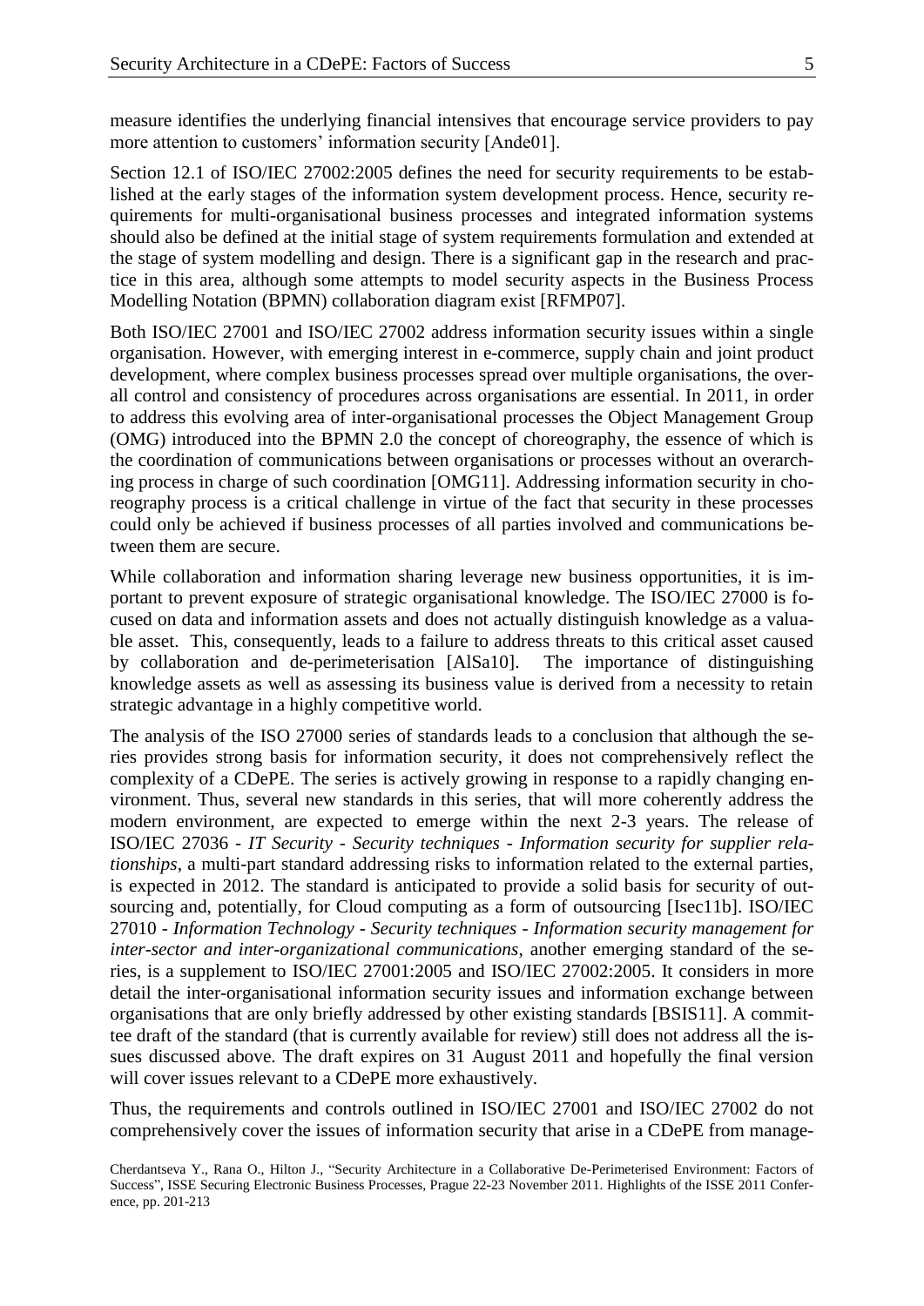measure identifies the underlying financial intensives that encourage service providers to pay more attention to customers' information security [Ande01].

Section 12.1 of ISO/IEC 27002:2005 defines the need for security requirements to be established at the early stages of the information system development process. Hence, security requirements for multi-organisational business processes and integrated information systems should also be defined at the initial stage of system requirements formulation and extended at the stage of system modelling and design. There is a significant gap in the research and practice in this area, although some attempts to model security aspects in the Business Process Modelling Notation (BPMN) collaboration diagram exist [RFMP07].

Both ISO/IEC 27001 and ISO/IEC 27002 address information security issues within a single organisation. However, with emerging interest in e-commerce, supply chain and joint product development, where complex business processes spread over multiple organisations, the overall control and consistency of procedures across organisations are essential. In 2011, in order to address this evolving area of inter-organisational processes the Object Management Group (OMG) introduced into the BPMN 2.0 the concept of choreography, the essence of which is the coordination of communications between organisations or processes without an overarching process in charge of such coordination [OMG11]. Addressing information security in choreography process is a critical challenge in virtue of the fact that security in these processes could only be achieved if business processes of all parties involved and communications between them are secure.

While collaboration and information sharing leverage new business opportunities, it is important to prevent exposure of strategic organisational knowledge. The ISO/IEC 27000 is focused on data and information assets and does not actually distinguish knowledge as a valuable asset. This, consequently, leads to a failure to address threats to this critical asset caused by collaboration and de-perimeterisation [AlSa10]. The importance of distinguishing knowledge assets as well as assessing its business value is derived from a necessity to retain strategic advantage in a highly competitive world.

The analysis of the ISO 27000 series of standards leads to a conclusion that although the series provides strong basis for information security, it does not comprehensively reflect the complexity of a CDePE. The series is actively growing in response to a rapidly changing environment. Thus, several new standards in this series, that will more coherently address the modern environment, are expected to emerge within the next 2-3 years. The release of ISO/IEC 27036 - *IT Security - Security techniques - Information security for supplier relationships*, a multi-part standard addressing risks to information related to the external parties, is expected in 2012. The standard is anticipated to provide a solid basis for security of outsourcing and, potentially, for Cloud computing as a form of outsourcing [Isec11b]. ISO/IEC 27010 - *Information Technology - Security techniques - Information security management for inter-sector and inter-organizational communications*, another emerging standard of the series, is a supplement to ISO/IEC 27001:2005 and ISO/IEC 27002:2005. It considers in more detail the inter-organisational information security issues and information exchange between organisations that are only briefly addressed by other existing standards [BSIS11]. A committee draft of the standard (that is currently available for review) still does not address all the issues discussed above. The draft expires on 31 August 2011 and hopefully the final version will cover issues relevant to a CDePE more exhaustively.

Thus, the requirements and controls outlined in ISO/IEC 27001 and ISO/IEC 27002 do not comprehensively cover the issues of information security that arise in a CDePE from manage-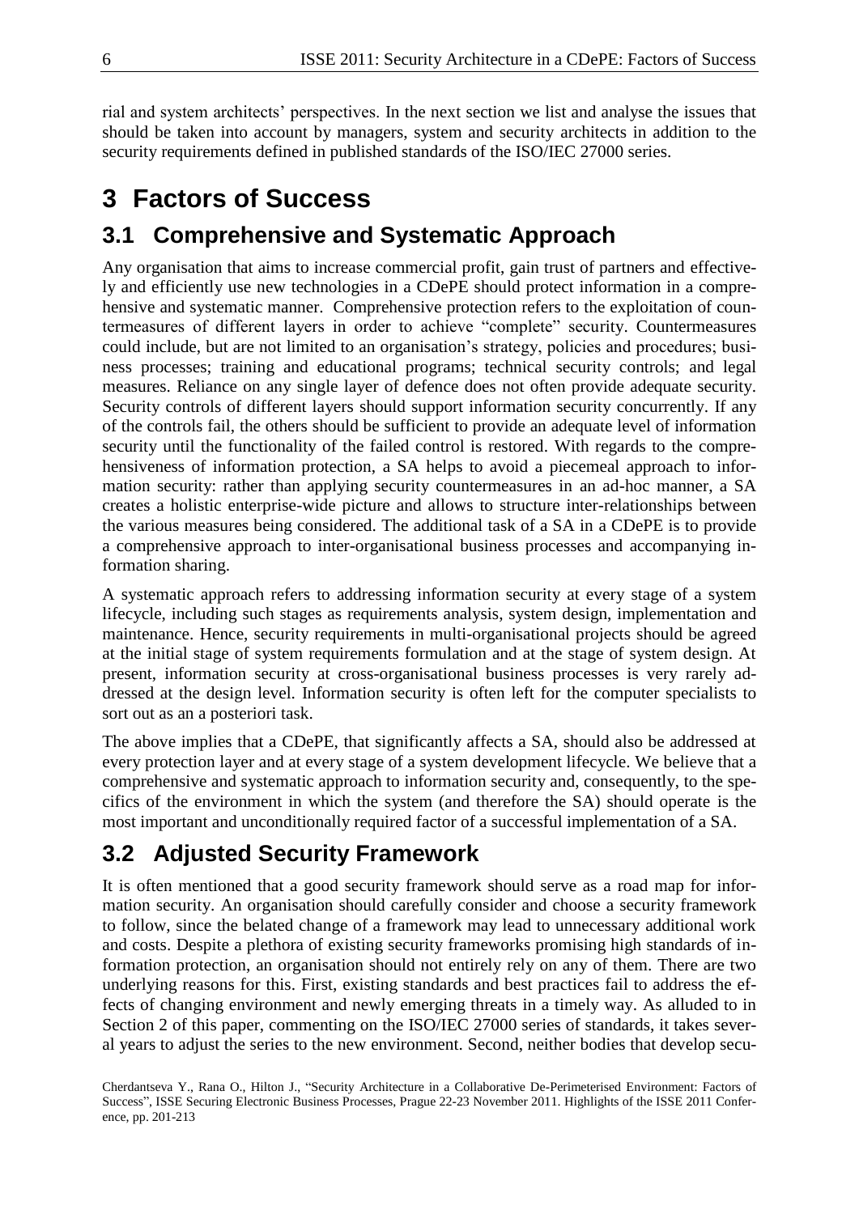rial and system architects' perspectives. In the next section we list and analyse the issues that should be taken into account by managers, system and security architects in addition to the security requirements defined in published standards of the ISO/IEC 27000 series.

# 3 Factors of Success

## 3.1 Comprehensive and Systematic Approach

Any organisation that aims to increase commercial profit, gain trust of partners and effectively and efficiently use new technologies in a CDePE should protect information in a comprehensive and systematic manner. Comprehensive protection refers to the exploitation of countermeasures of different layers in order to achieve "complete" security. Countermeasures could include, but are not limited to an organisation's strategy, policies and procedures; business processes; training and educational programs; technical security controls; and legal measures. Reliance on any single layer of defence does not often provide adequate security. Security controls of different layers should support information security concurrently. If any of the controls fail, the others should be sufficient to provide an adequate level of information security until the functionality of the failed control is restored. With regards to the comprehensiveness of information protection, a SA helps to avoid a piecemeal approach to information security: rather than applying security countermeasures in an ad-hoc manner, a SA creates a holistic enterprise-wide picture and allows to structure inter-relationships between the various measures being considered. The additional task of a SA in a CDePE is to provide a comprehensive approach to inter-organisational business processes and accompanying information sharing.

A systematic approach refers to addressing information security at every stage of a system lifecycle, including such stages as requirements analysis, system design, implementation and maintenance. Hence, security requirements in multi-organisational projects should be agreed at the initial stage of system requirements formulation and at the stage of system design. At present, information security at cross-organisational business processes is very rarely addressed at the design level. Information security is often left for the computer specialists to sort out as an a posteriori task.

The above implies that a CDePE, that significantly affects a SA, should also be addressed at every protection layer and at every stage of a system development lifecycle. We believe that a comprehensive and systematic approach to information security and, consequently, to the specifics of the environment in which the system (and therefore the SA) should operate is the most important and unconditionally required factor of a successful implementation of a SA.

## 3.2 Adjusted Security Framework

It is often mentioned that a good security framework should serve as a road map for information security. An organisation should carefully consider and choose a security framework to follow, since the belated change of a framework may lead to unnecessary additional work and costs. Despite a plethora of existing security frameworks promising high standards of information protection, an organisation should not entirely rely on any of them. There are two underlying reasons for this. First, existing standards and best practices fail to address the effects of changing environment and newly emerging threats in a timely way. As alluded to in Section 2 of this paper, commenting on the ISO/IEC 27000 series of standards, it takes several years to adjust the series to the new environment. Second, neither bodies that develop secu-

Cherdantseva Y., Rana O., Hilton J., "Security Architecture in a Collaborative De-Perimeterised Environment: Factors of Success", ISSE Securing Electronic Business Processes, Prague 22-23 November 2011. Highlights of the ISSE 2011 Conference, pp. 201-213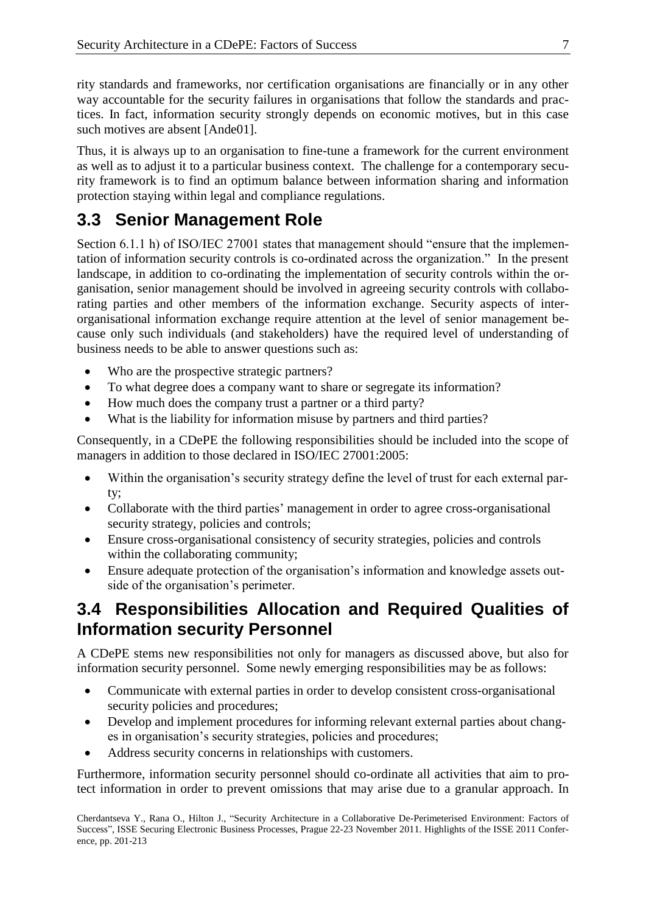rity standards and frameworks, nor certification organisations are financially or in any other way accountable for the security failures in organisations that follow the standards and practices. In fact, information security strongly depends on economic motives, but in this case such motives are absent [Ande01].

Thus, it is always up to an organisation to fine-tune a framework for the current environment as well as to adjust it to a particular business context. The challenge for a contemporary security framework is to find an optimum balance between information sharing and information protection staying within legal and compliance regulations.

## 3.3 Senior Management Role

Section 6.1.1 h) of ISO/IEC 27001 states that management should "ensure that the implementation of information security controls is co-ordinated across the organization." In the present landscape, in addition to co-ordinating the implementation of security controls within the organisation, senior management should be involved in agreeing security controls with collaborating parties and other members of the information exchange. Security aspects of inter-organisational information exchange require attention at the level of senior management because only such individuals (and stakeholders) have the required level of understanding of business needs to be able to answer questions such as:

- Who are the prospective strategic partners?
- To what degree does a company want to share or segregate its information?
- How much does the company trust a partner or a third party?
- What is the liability for information misuse by partners and third parties?

Consequently, in a CDePE the following responsibilities should be included into the scope of managers in addition to those declared in ISO/IEC 27001:2005:

- Within the organisation's security strategy define the level of trust for each external party;
- Collaborate with the third parties' management in order to agree cross-organisational security strategy, policies and controls;
- Ensure cross-organisational consistency of security strategies, policies and controls within the collaborating community;
- Ensure adequate protection of the organisation's information and knowledge assets outside of the organisation's perimeter.

## 3.4 Responsibilities Allocation and Required Qualities of Information security Personnel

A CDePE stems new responsibilities not only for managers as discussed above, but also for information security personnel. Some newly emerging responsibilities may be as follows:

- Communicate with external parties in order to develop consistent cross-organisational security policies and procedures;
- Develop and implement procedures for informing relevant external parties about changes in organisation's security strategies, policies and procedures;
- Address security concerns in relationships with customers.

Furthermore, information security personnel should co-ordinate all activities that aim to protect information in order to prevent omissions that may arise due to a granular approach. In

Cherdantseva Y., Rana O., Hilton J., "Security Architecture in a Collaborative De-Perimeterised Environment: Factors of Success", ISSE Securing Electronic Business Processes, Prague 22-23 November 2011. Highlights of the ISSE 2011 Conference, pp. 201-213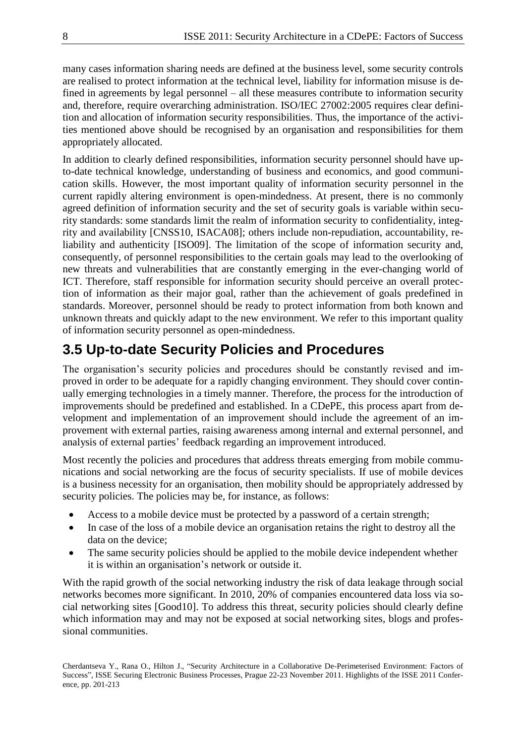many cases information sharing needs are defined at the business level, some security controls are realised to protect information at the technical level, liability for information misuse is defined in agreements by legal personnel – all these measures contribute to information security and, therefore, require overarching administration. ISO/IEC 27002:2005 requires clear definition and allocation of information security responsibilities. Thus, the importance of the activities mentioned above should be recognised by an organisation and responsibilities for them appropriately allocated.

In addition to clearly defined responsibilities, information security personnel should have up-to-date technical knowledge, understanding of business and economics, and good communication skills. However, the most important quality of information security personnel in the current rapidly altering environment is open-mindedness. At present, there is no commonly agreed definition of information security and the set of security goals is variable within security standards: some standards limit the realm of information security to confidentiality, integrity and availability [CNSS10, ISACA08]; others include non-repudiation, accountability, reliability and authenticity [ISO09]. The limitation of the scope of information security and, consequently, of personnel responsibilities to the certain goals may lead to the overlooking of new threats and vulnerabilities that are constantly emerging in the ever-changing world of ICT. Therefore, staff responsible for information security should perceive an overall protection of information as their major goal, rather than the achievement of goals predefined in standards. Moreover, personnel should be ready to protect information from both known and unknown threats and quickly adapt to the new environment. We refer to this important quality of information security personnel as open-mindedness.

## 3.5 Up-to-date Security Policies and Procedures

The organisation's security policies and procedures should be constantly revised and improved in order to be adequate for a rapidly changing environment. They should cover continually emerging technologies in a timely manner. Therefore, the process for the introduction of improvements should be predefined and established. In a CDePE, this process apart from development and implementation of an improvement should include the agreement of an improvement with external parties, raising awareness among internal and external personnel, and analysis of external parties' feedback regarding an improvement introduced.

Most recently the policies and procedures that address threats emerging from mobile communications and social networking are the focus of security specialists. If use of mobile devices is a business necessity for an organisation, then mobility should be appropriately addressed by security policies. The policies may be, for instance, as follows:

- Access to a mobile device must be protected by a password of a certain strength;
- In case of the loss of a mobile device an organisation retains the right to destroy all the data on the device;
- The same security policies should be applied to the mobile device independent whether it is within an organisation's network or outside it.

With the rapid growth of the social networking industry the risk of data leakage through social networks becomes more significant. In 2010, 20% of companies encountered data loss via social networking sites [Good10]. To address this threat, security policies should clearly define which information may and may not be exposed at social networking sites, blogs and professional communities.

Cherdantseva Y., Rana O., Hilton J., "Security Architecture in a Collaborative De-Perimeterised Environment: Factors of Success", ISSE Securing Electronic Business Processes, Prague 22-23 November 2011. Highlights of the ISSE 2011 Conference, pp. 201-213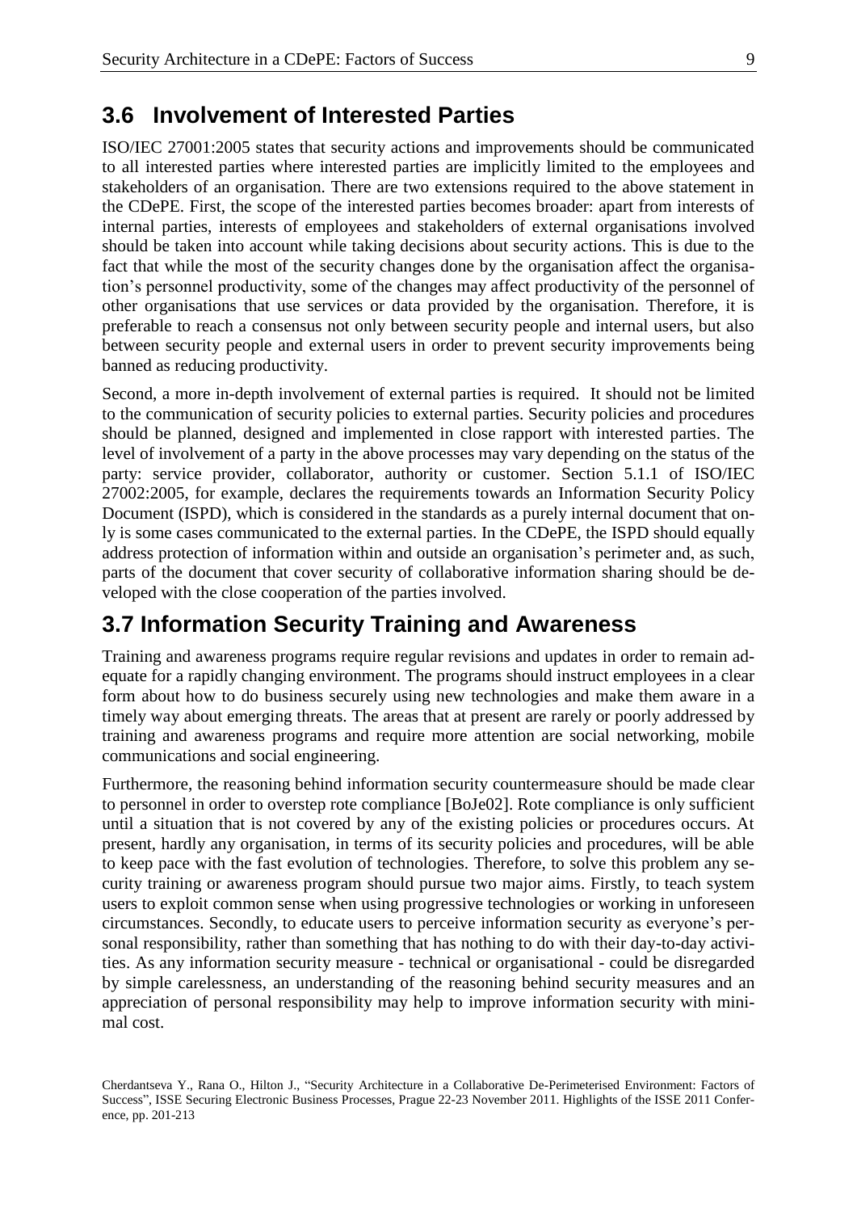## 3.6 Involvement of Interested Parties

ISO/IEC 27001:2005 states that security actions and improvements should be communicated to all interested parties where interested parties are implicitly limited to the employees and stakeholders of an organisation. There are two extensions required to the above statement in the CDePE. First, the scope of the interested parties becomes broader: apart from interests of internal parties, interests of employees and stakeholders of external organisations involved should be taken into account while taking decisions about security actions. This is due to the fact that while the most of the security changes done by the organisation affect the organisation's personnel productivity, some of the changes may affect productivity of the personnel of other organisations that use services or data provided by the organisation. Therefore, it is preferable to reach a consensus not only between security people and internal users, but also between security people and external users in order to prevent security improvements being banned as reducing productivity.

Second, a more in-depth involvement of external parties is required. It should not be limited to the communication of security policies to external parties. Security policies and procedures should be planned, designed and implemented in close rapport with interested parties. The level of involvement of a party in the above processes may vary depending on the status of the party: service provider, collaborator, authority or customer. Section 5.1.1 of ISO/IEC 27002:2005, for example, declares the requirements towards an Information Security Policy Document (ISPD), which is considered in the standards as a purely internal document that only is some cases communicated to the external parties. In the CDePE, the ISPD should equally address protection of information within and outside an organisation's perimeter and, as such, parts of the document that cover security of collaborative information sharing should be developed with the close cooperation of the parties involved.

## 3.7 Information Security Training and Awareness

Training and awareness programs require regular revisions and updates in order to remain adequate for a rapidly changing environment. The programs should instruct employees in a clear form about how to do business securely using new technologies and make them aware in a timely way about emerging threats. The areas that at present are rarely or poorly addressed by training and awareness programs and require more attention are social networking, mobile communications and social engineering.

Furthermore, the reasoning behind information security countermeasure should be made clear to personnel in order to overstep rote compliance [BoJe02]. Rote compliance is only sufficient until a situation that is not covered by any of the existing policies or procedures occurs. At present, hardly any organisation, in terms of its security policies and procedures, will be able to keep pace with the fast evolution of technologies. Therefore, to solve this problem any security training or awareness program should pursue two major aims. Firstly, to teach system users to exploit common sense when using progressive technologies or working in unforeseen circumstances. Secondly, to educate users to perceive information security as everyone's personal responsibility, rather than something that has nothing to do with their day-to-day activities. As any information security measure - technical or organisational - could be disregarded by simple carelessness, an understanding of the reasoning behind security measures and an appreciation of personal responsibility may help to improve information security with minimal cost.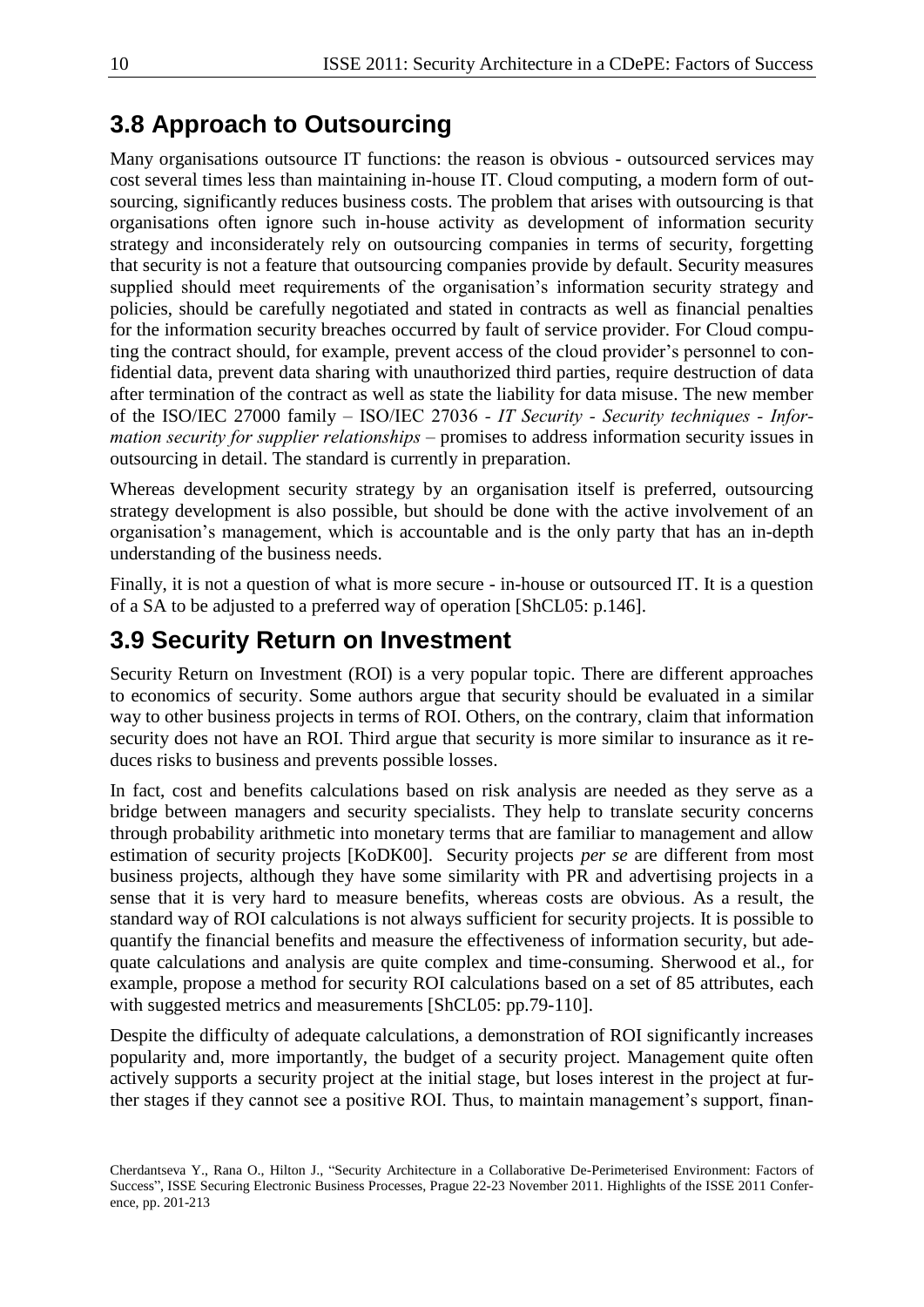## 3.8 Approach to Outsourcing

Many organisations outsource IT functions: the reason is obvious - outsourced services may cost several times less than maintaining in-house IT. Cloud computing, a modern form of outsourcing, significantly reduces business costs. The problem that arises with outsourcing is that organisations often ignore such in-house activity as development of information security strategy and inconsiderately rely on outsourcing companies in terms of security, forgetting that security is not a feature that outsourcing companies provide by default. Security measures supplied should meet requirements of the organisation's information security strategy and policies, should be carefully negotiated and stated in contracts as well as financial penalties for the information security breaches occurred by fault of service provider. For Cloud computing the contract should, for example, prevent access of the cloud provider's personnel to confidential data, prevent data sharing with unauthorized third parties, require destruction of data after termination of the contract as well as state the liability for data misuse. The new member of the ISO/IEC 27000 family – ISO/IEC 27036 - *IT Security - Security techniques - Information security for supplier relationships* – promises to address information security issues in outsourcing in detail. The standard is currently in preparation.

Whereas development security strategy by an organisation itself is preferred, outsourcing strategy development is also possible, but should be done with the active involvement of an organisation's management, which is accountable and is the only party that has an in-depth understanding of the business needs.

Finally, it is not a question of what is more secure - in-house or outsourced IT. It is a question of a SA to be adjusted to a preferred way of operation [ShCL05: p.146].

## 3.9 Security Return on Investment

Security Return on Investment (ROI) is a very popular topic. There are different approaches to economics of security. Some authors argue that security should be evaluated in a similar way to other business projects in terms of ROI. Others, on the contrary, claim that information security does not have an ROI. Third argue that security is more similar to insurance as it reduces risks to business and prevents possible losses.

In fact, cost and benefits calculations based on risk analysis are needed as they serve as a bridge between managers and security specialists. They help to translate security concerns through probability arithmetic into monetary terms that are familiar to management and allow estimation of security projects [KoDK00]. Security projects *per se* are different from most business projects, although they have some similarity with PR and advertising projects in a sense that it is very hard to measure benefits, whereas costs are obvious. As a result, the standard way of ROI calculations is not always sufficient for security projects. It is possible to quantify the financial benefits and measure the effectiveness of information security, but adequate calculations and analysis are quite complex and time-consuming. Sherwood et al., for example, propose a method for security ROI calculations based on a set of 85 attributes, each with suggested metrics and measurements [ShCL05: pp.79-110].

Despite the difficulty of adequate calculations, a demonstration of ROI significantly increases popularity and, more importantly, the budget of a security project. Management quite often actively supports a security project at the initial stage, but loses interest in the project at further stages if they cannot see a positive ROI. Thus, to maintain management's support, finan-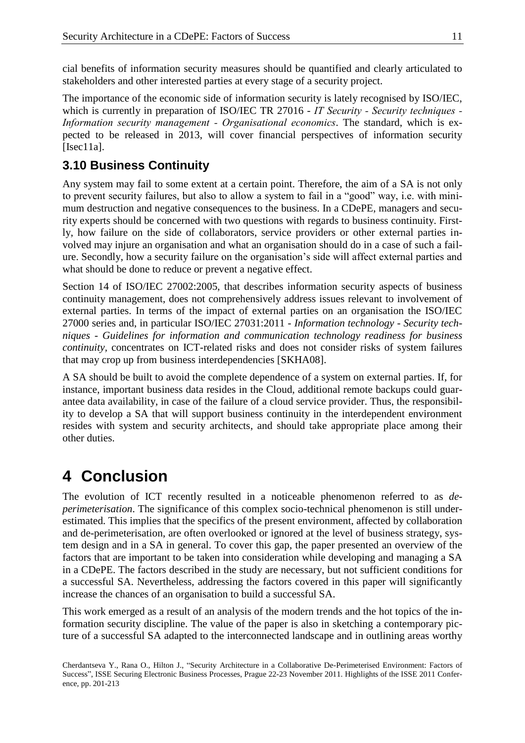cial benefits of information security measures should be quantified and clearly articulated to stakeholders and other interested parties at every stage of a security project.

The importance of the economic side of information security is lately recognised by ISO/IEC, which is currently in preparation of ISO/IEC TR 27016 - *IT Security - Security techniques - Information security management - Organisational economics*. The standard, which is expected to be released in 2013, will cover financial perspectives of information security [Isec11a].

## 3.10 Business Continuity

Any system may fail to some extent at a certain point. Therefore, the aim of a SA is not only to prevent security failures, but also to allow a system to fail in a "good" way, i.e. with minimum destruction and negative consequences to the business. In a CDePE, managers and security experts should be concerned with two questions with regards to business continuity. Firstly, how failure on the side of collaborators, service providers or other external parties involved may injure an organisation and what an organisation should do in a case of such a failure. Secondly, how a security failure on the organisation's side will affect external parties and what should be done to reduce or prevent a negative effect.

Section 14 of ISO/IEC 27002:2005, that describes information security aspects of business continuity management, does not comprehensively address issues relevant to involvement of external parties. In terms of the impact of external parties on an organisation the ISO/IEC 27000 series and, in particular ISO/IEC 27031:2011 - *Information technology - Security techniques - Guidelines for information and communication technology readiness for business continuity,* concentrates on ICT-related risks and does not consider risks of system failures that may crop up from business interdependencies [SKHA08].

A SA should be built to avoid the complete dependence of a system on external parties. If, for instance, important business data resides in the Cloud, additional remote backups could guarantee data availability, in case of the failure of a cloud service provider. Thus, the responsibility to develop a SA that will support business continuity in the interdependent environment resides with system and security architects, and should take appropriate place among their other duties.

# 4 Conclusion

The evolution of ICT recently resulted in a noticeable phenomenon referred to as *de-perimeterisation*. The significance of this complex socio-technical phenomenon is still underestimated. This implies that the specifics of the present environment, affected by collaboration and de-perimeterisation, are often overlooked or ignored at the level of business strategy, system design and in a SA in general. To cover this gap, the paper presented an overview of the factors that are important to be taken into consideration while developing and managing a SA in a CDePE. The factors described in the study are necessary, but not sufficient conditions for a successful SA. Nevertheless, addressing the factors covered in this paper will significantly increase the chances of an organisation to build a successful SA.

This work emerged as a result of an analysis of the modern trends and the hot topics of the information security discipline. The value of the paper is also in sketching a contemporary picture of a successful SA adapted to the interconnected landscape and in outlining areas worthy

Cherdantseva Y., Rana O., Hilton J., "Security Architecture in a Collaborative De-Perimeterised Environment: Factors of Success", ISSE Securing Electronic Business Processes, Prague 22-23 November 2011. Highlights of the ISSE 2011 Conference, pp. 201-213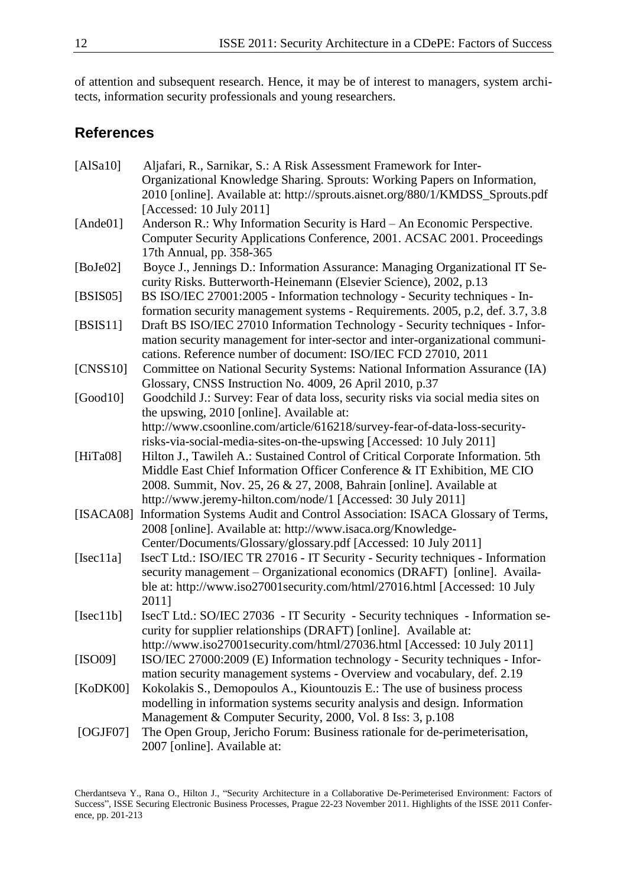of attention and subsequent research. Hence, it may be of interest to managers, system architects, information security professionals and young researchers.

## References

[AlSa10] Aljafari, R., Sarnikar, S.: A Risk Assessment Framework for Inter-Organizational Knowledge Sharing. Sprouts: Working Papers on Information, 2010 [online]. Available at: http://sprouts.aisnet.org/880/1/KMDSS_Sprouts.pdf [Accessed: 10 July 2011]

[Ande01] Anderson R.: Why Information Security is Hard – An Economic Perspective. Computer Security Applications Conference, 2001. ACSAC 2001. Proceedings 17th Annual, pp. 358-365

[BoJe02] Boyce J., Jennings D.: Information Assurance: Managing Organizational IT Security Risks. Butterworth-Heinemann (Elsevier Science), 2002, p.13

[BSIS05] BS ISO/IEC 27001:2005 - Information technology - Security techniques - Information security management systems - Requirements. 2005, p.2, def. 3.7, 3.8

[BSIS11] Draft BS ISO/IEC 27010 Information Technology - Security techniques - Information security management for inter-sector and inter-organizational communications. Reference number of document: ISO/IEC FCD 27010, 2011

[CNSS10] Committee on National Security Systems: National Information Assurance (IA) Glossary, CNSS Instruction No. 4009, 26 April 2010, p.37

[Good10] Goodchild J.: Survey: Fear of data loss, security risks via social media sites on the upswing, 2010 [online]. Available at: http://www.csoonline.com/article/616218/survey-fear-of-data-loss-security-risks-via-social-media-sites-on-the-upswing [Accessed: 10 July 2011]

[HiTa08] Hilton J., Tawileh A.: Sustained Control of Critical Corporate Information. 5th Middle East Chief Information Officer Conference & IT Exhibition, ME CIO 2008. Summit, Nov. 25, 26 & 27, 2008, Bahrain [online]. Available at http://www.jeremy-hilton.com/node/1 [Accessed: 30 July 2011]

[ISACA08] Information Systems Audit and Control Association: ISACA Glossary of Terms, 2008 [online]. Available at: http://www.isaca.org/Knowledge-Center/Documents/Glossary/glossary.pdf [Accessed: 10 July 2011]

[Isec11a] IsecT Ltd.: ISO/IEC TR 27016 - IT Security - Security techniques - Information security management – Organizational economics (DRAFT) [online]. Available at: http://www.iso27001security.com/html/27016.html [Accessed: 10 July 2011]

[Isec11b] IsecT Ltd.: SO/IEC 27036 - IT Security - Security techniques - Information security for supplier relationships (DRAFT) [online]. Available at: http://www.iso27001security.com/html/27036.html [Accessed: 10 July 2011]

[ISO09] ISO/IEC 27000:2009 (E) Information technology - Security techniques - Information security management systems - Overview and vocabulary, def. 2.19

[KoDK00] Kokolakis S., Demopoulos A., Kiountouzis E.: The use of business process modelling in information systems security analysis and design. Information Management & Computer Security, 2000, Vol. 8 Iss: 3, p.108

[OGJF07] The Open Group, Jericho Forum: Business rationale for de-perimeterisation, 2007 [online]. Available at:

Cherdantseva Y., Rana O., Hilton J., "Security Architecture in a Collaborative De-Perimeterised Environment: Factors of Success", ISSE Securing Electronic Business Processes, Prague 22-23 November 2011. Highlights of the ISSE 2011 Conference, pp. 201-213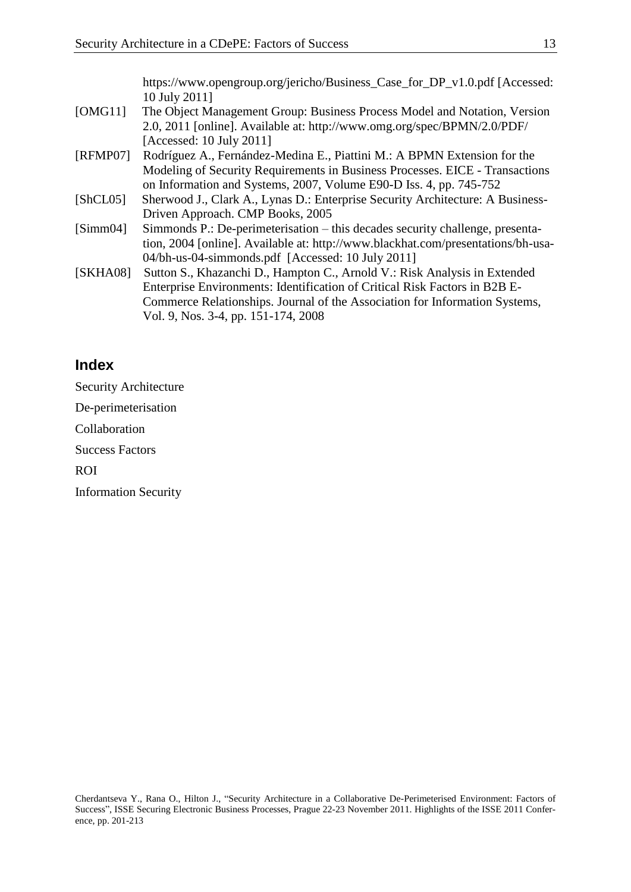https://www.opengroup.org/jericho/Business_Case_for_DP_v1.0.pdf [Accessed: 10 July 2011]

[OMG11] The Object Management Group: Business Process Model and Notation, Version 2.0, 2011 [online]. Available at: http://www.omg.org/spec/BPMN/2.0/PDF/ [Accessed: 10 July 2011]

[RFMP07] Rodríguez A., Fernández-Medina E., Piattini M.: A BPMN Extension for the Modeling of Security Requirements in Business Processes. EICE - Transactions on Information and Systems, 2007, Volume E90-D Iss. 4, pp. 745-752

[ShCL05] Sherwood J., Clark A., Lynas D.: Enterprise Security Architecture: A Business-Driven Approach. CMP Books, 2005

[Simm04] Simmonds P.: De-perimeterisation – this decades security challenge, presentation, 2004 [online]. Available at: http://www.blackhat.com/presentations/bh-usa-04/bh-us-04-simmonds.pdf [Accessed: 10 July 2011]

[SKHA08] Sutton S., Khazanchi D., Hampton C., Arnold V.: Risk Analysis in Extended Enterprise Environments: Identification of Critical Risk Factors in B2B E-Commerce Relationships. Journal of the Association for Information Systems, Vol. 9, Nos. 3-4, pp. 151-174, 2008

## Index

Security Architecture

De-perimeterisation

Collaboration

Success Factors

ROI

Information Security

Cherdantseva Y., Rana O., Hilton J., "Security Architecture in a Collaborative De-Perimeterised Environment: Factors of Success", ISSE Securing Electronic Business Processes, Prague 22-23 November 2011. Highlights of the ISSE 2011 Conference, pp. 201-213